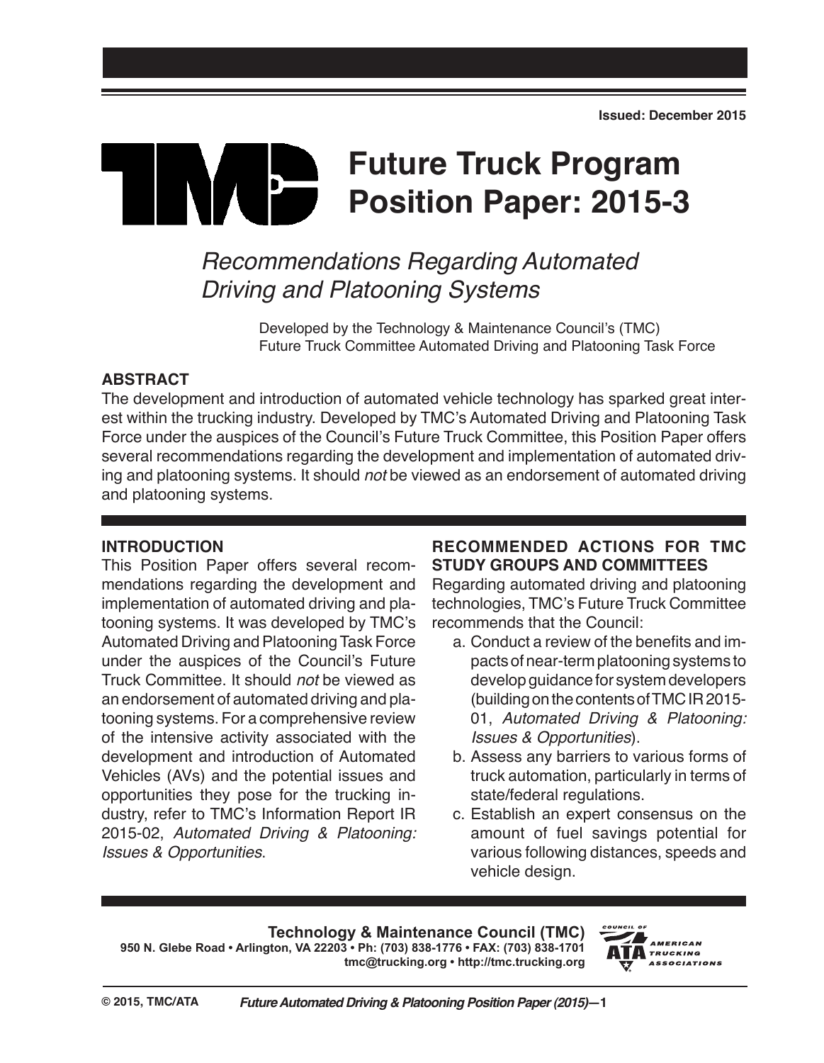Issued: December 2015

# Future Truck Program Position Paper: 2015-3

## *Recommendations Regarding Automated Driving and Platooning Systems*

Developed by the Technology & Maintenance Council's (TMC) Future Truck Committee Automated Driving and Platooning Task Force

### ABSTRACT

The development and introduction of automated vehicle technology has sparked great interest within the trucking industry. Developed by TMC's Automated Driving and Platooning Task Force under the auspices of the Council's Future Truck Committee, this Position Paper offers several recommendations regarding the development and implementation of automated driving and platooning systems. It should *not* be viewed as an endorsement of automated driving and platooning systems.

### INTRODUCTION

This Position Paper offers several recommendations regarding the development and implementation of automated driving and platooning systems. It was developed by TMC's Automated Driving and Platooning Task Force under the auspices of the Council's Future Truck Committee. It should *not* be viewed as an endorsement of automated driving and platooning systems. For a comprehensive review of the intensive activity associated with the development and introduction of Automated Vehicles (AVs) and the potential issues and opportunities they pose for the trucking industry, refer to TMC's Information Report IR 2015-02, *Automated Driving & Platooning: Issues & Opportunities*.

### RECOMMENDED ACTIONS FOR TMC STUDY GROUPS AND COMMITTEES

Regarding automated driving and platooning technologies, TMC's Future Truck Committee recommends that the Council:

a. Conduct a review of the benefits and impacts of near-term platooning systems to develop guidance for system developers (building on the contents of TMC IR 2015-01, *Automated Driving & Platooning: Issues & Opportunities*).
b. Assess any barriers to various forms of truck automation, particularly in terms of state/federal regulations.
c. Establish an expert consensus on the amount of fuel savings potential for various following distances, speeds and vehicle design.

**Technology & Maintenance Council (TMC)**
**950 N. Glebe Road • Arlington, VA 22203 • Ph: (703) 838-1776 • FAX: (703) 838-1701**
**tmc@trucking.org • http://tmc.trucking.org**

© 2015, TMC/ATA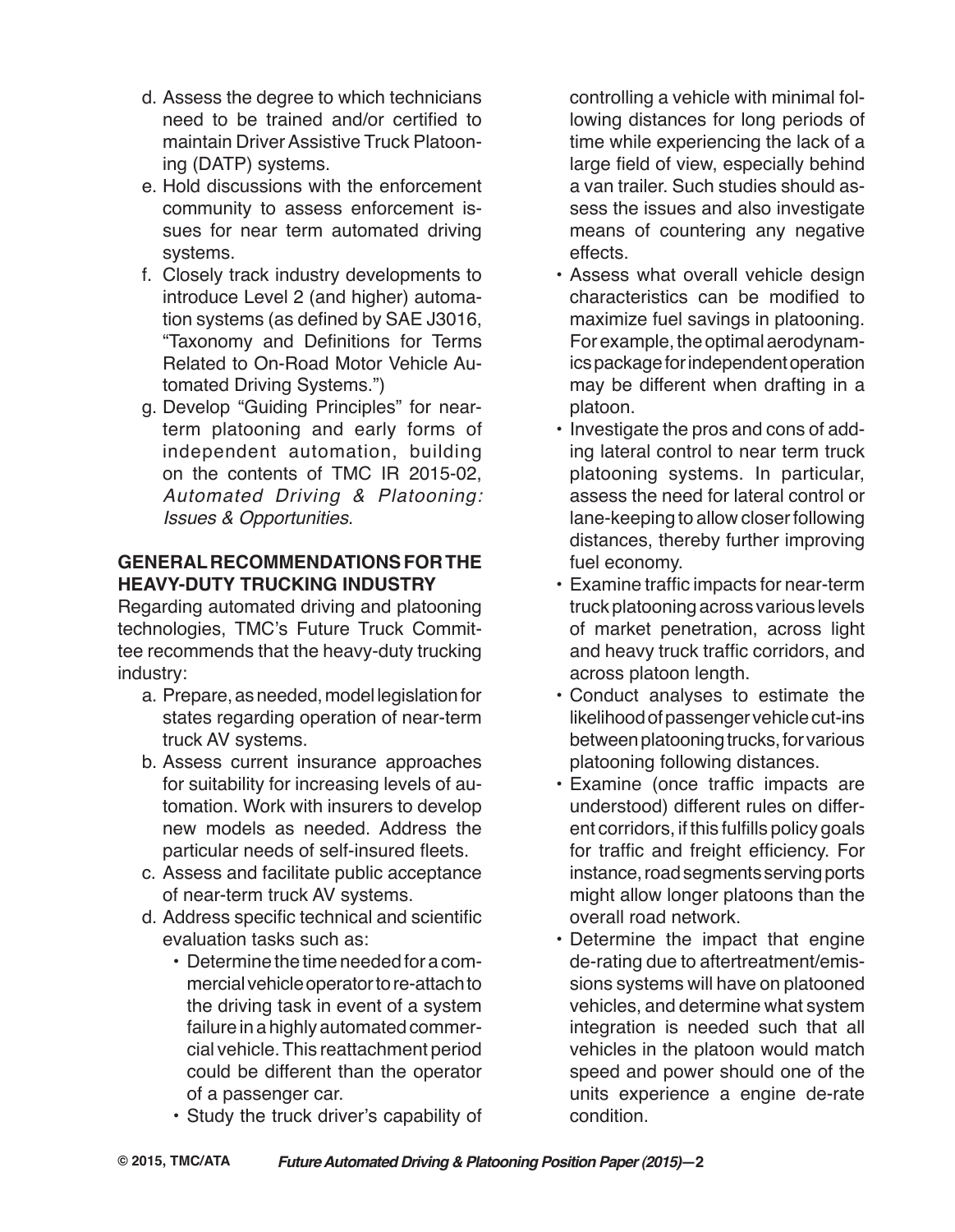d. Assess the degree to which technicians need to be trained and/or certified to maintain Driver Assistive Truck Platooning (DATP) systems.

e. Hold discussions with the enforcement community to assess enforcement issues for near term automated driving systems.

f. Closely track industry developments to introduce Level 2 (and higher) automation systems (as defined by SAE J3016, "Taxonomy and Definitions for Terms Related to On-Road Motor Vehicle Automated Driving Systems.")

g. Develop "Guiding Principles" for near-term platooning and early forms of independent automation, building on the contents of TMC IR 2015-02, *Automated Driving & Platooning: Issues & Opportunities*.

## GENERAL RECOMMENDATIONS FOR THE HEAVY-DUTY TRUCKING INDUSTRY

Regarding automated driving and platooning technologies, TMC's Future Truck Committee recommends that the heavy-duty trucking industry:

a. Prepare, as needed, model legislation for states regarding operation of near-term truck AV systems.

b. Assess current insurance approaches for suitability for increasing levels of automation. Work with insurers to develop new models as needed. Address the particular needs of self-insured fleets.

c. Assess and facilitate public acceptance of near-term truck AV systems.

d. Address specific technical and scientific evaluation tasks such as:

   - Determine the time needed for a commercial vehicle operator to re-attach to the driving task in event of a system failure in a highly automated commercial vehicle. This reattachment period could be different than the operator of a passenger car.
   - Study the truck driver's capability of controlling a vehicle with minimal following distances for long periods of time while experiencing the lack of a large field of view, especially behind a van trailer. Such studies should assess the issues and also investigate means of countering any negative effects.
   - Assess what overall vehicle design characteristics can be modified to maximize fuel savings in platooning. For example, the optimal aerodynamics package for independent operation may be different when drafting in a platoon.
   - Investigate the pros and cons of adding lateral control to near term truck platooning systems. In particular, assess the need for lateral control or lane-keeping to allow closer following distances, thereby further improving fuel economy.
   - Examine traffic impacts for near-term truck platooning across various levels of market penetration, across light and heavy truck traffic corridors, and across platoon length.
   - Conduct analyses to estimate the likelihood of passenger vehicle cut-ins between platooning trucks, for various platooning following distances.
   - Examine (once traffic impacts are understood) different rules on different corridors, if this fulfills policy goals for traffic and freight efficiency. For instance, road segments serving ports might allow longer platoons than the overall road network.
   - Determine the impact that engine de-rating due to aftertreatment/emissions systems will have on platooned vehicles, and determine what system integration is needed such that all vehicles in the platoon would match speed and power should one of the units experience a engine de-rate condition.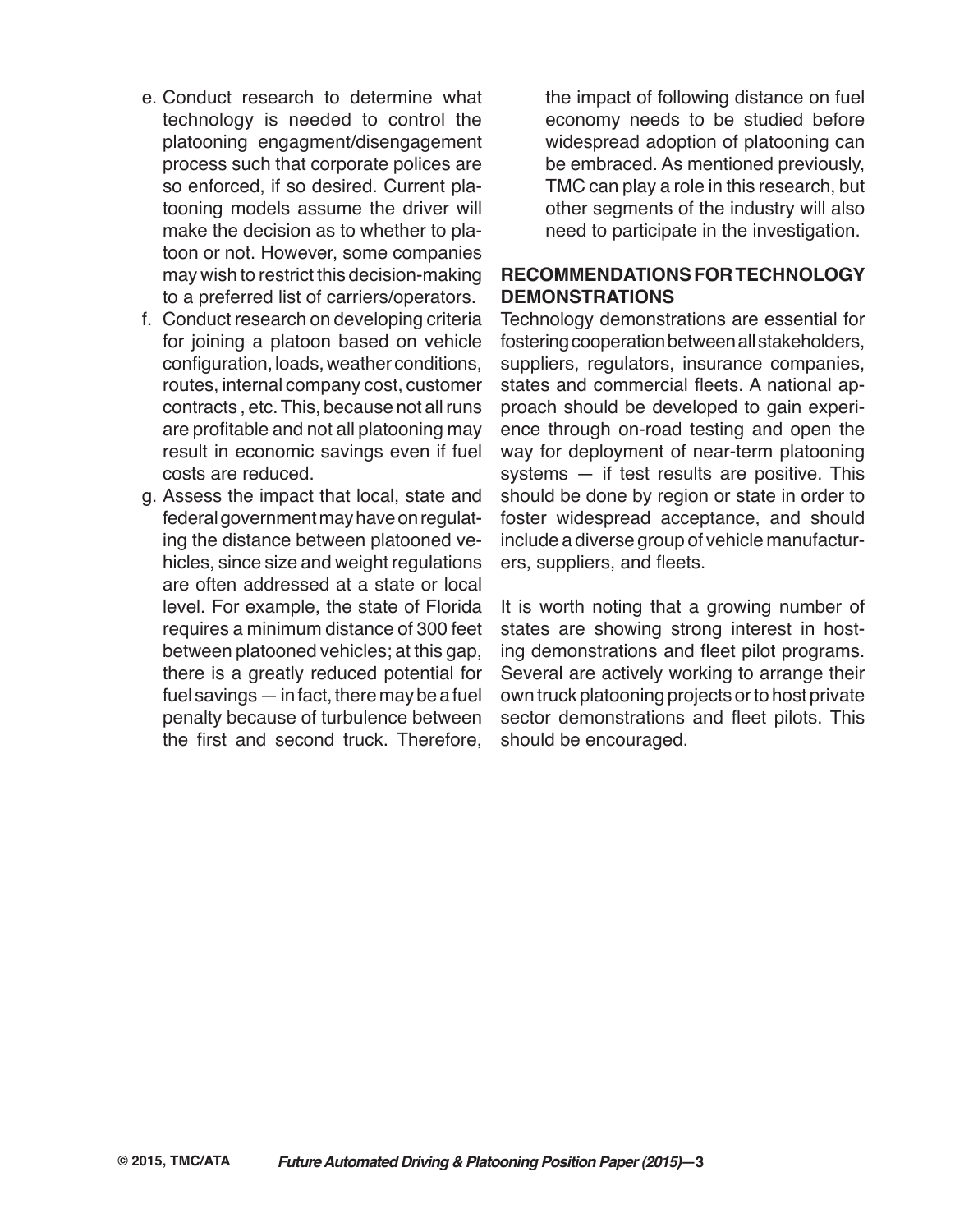e. Conduct research to determine what technology is needed to control the platooning engagment/disengagement process such that corporate polices are so enforced, if so desired. Current platooning models assume the driver will make the decision as to whether to platoon or not. However, some companies may wish to restrict this decision-making to a preferred list of carriers/operators.

f. Conduct research on developing criteria for joining a platoon based on vehicle configuration, loads, weather conditions, routes, internal company cost, customer contracts , etc. This, because not all runs are profitable and not all platooning may result in economic savings even if fuel costs are reduced.

g. Assess the impact that local, state and federal government may have on regulating the distance between platooned vehicles, since size and weight regulations are often addressed at a state or local level. For example, the state of Florida requires a minimum distance of 300 feet between platooned vehicles; at this gap, there is a greatly reduced potential for fuel savings — in fact, there may be a fuel penalty because of turbulence between the first and second truck. Therefore, the impact of following distance on fuel economy needs to be studied before widespread adoption of platooning can be embraced. As mentioned previously, TMC can play a role in this research, but other segments of the industry will also need to participate in the investigation.

## RECOMMENDATIONS FOR TECHNOLOGY DEMONSTRATIONS

Technology demonstrations are essential for fostering cooperation between all stakeholders, suppliers, regulators, insurance companies, states and commercial fleets. A national approach should be developed to gain experience through on-road testing and open the way for deployment of near-term platooning systems — if test results are positive. This should be done by region or state in order to foster widespread acceptance, and should include a diverse group of vehicle manufacturers, suppliers, and fleets.

It is worth noting that a growing number of states are showing strong interest in hosting demonstrations and fleet pilot programs. Several are actively working to arrange their own truck platooning projects or to host private sector demonstrations and fleet pilots. This should be encouraged.